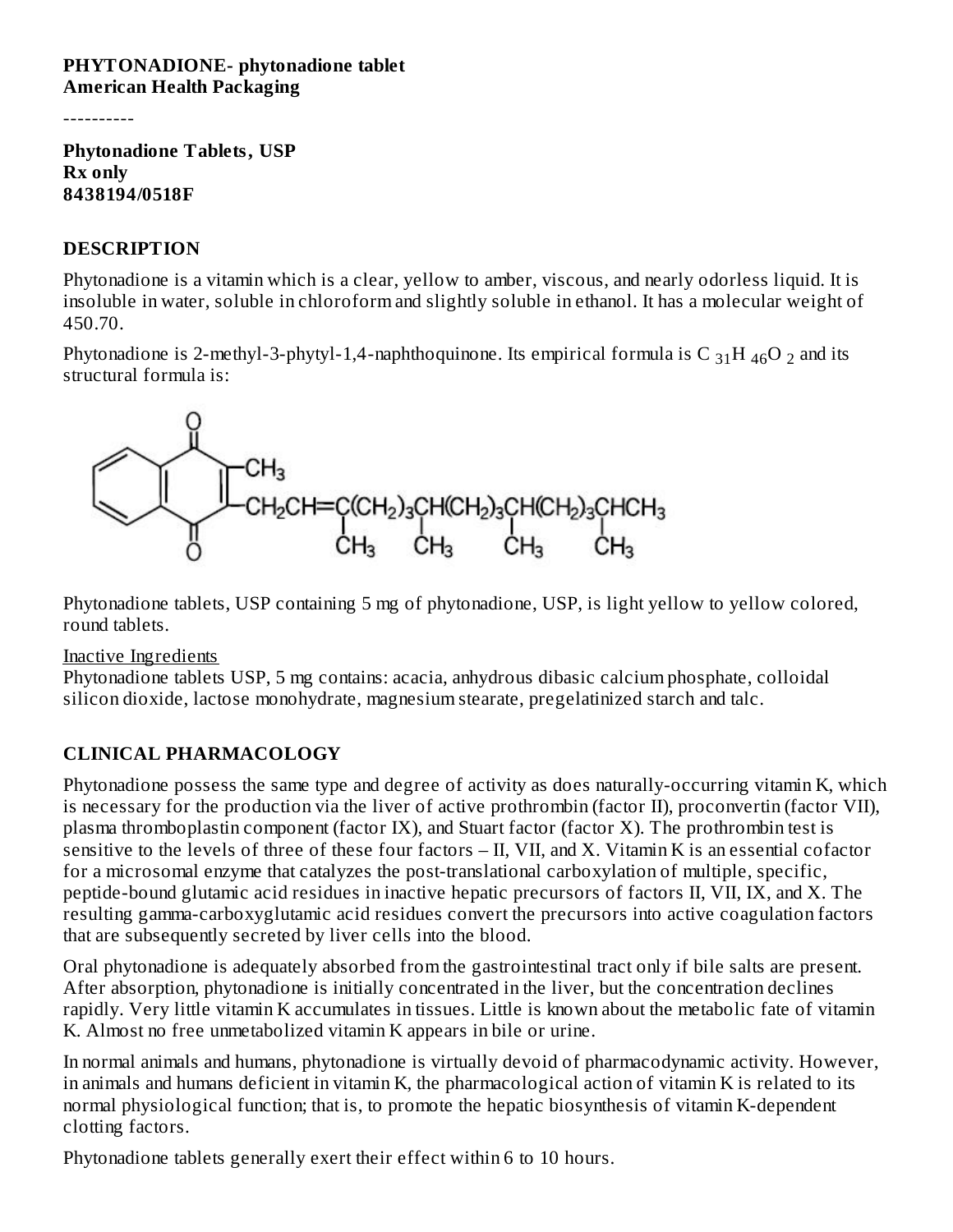**PHYTONADIONE- phytonadione tablet**
**American Health Packaging**

----------

**Phytonadione Tablets, USP**
**Rx only**
**8438194/0518F**

## DESCRIPTION

Phytonadione is a vitamin which is a clear, yellow to amber, viscous, and nearly odorless liquid. It is insoluble in water, soluble in chloroform and slightly soluble in ethanol. It has a molecular weight of 450.70.

Phytonadione is 2-methyl-3-phytyl-1,4-naphthoquinone. Its empirical formula is $C_{31}H_{46}O_2$ and its structural formula is:

Phytonadione tablets, USP containing 5 mg of phytonadione, USP, is light yellow to yellow colored, round tablets.

Inactive Ingredients
Phytonadione tablets USP, 5 mg contains: acacia, anhydrous dibasic calcium phosphate, colloidal silicon dioxide, lactose monohydrate, magnesium stearate, pregelatinized starch and talc.

## CLINICAL PHARMACOLOGY

Phytonadione possess the same type and degree of activity as does naturally-occurring vitamin K, which is necessary for the production via the liver of active prothrombin (factor II), proconvertin (factor VII), plasma thromboplastin component (factor IX), and Stuart factor (factor X). The prothrombin test is sensitive to the levels of three of these four factors – II, VII, and X. Vitamin K is an essential cofactor for a microsomal enzyme that catalyzes the post-translational carboxylation of multiple, specific, peptide-bound glutamic acid residues in inactive hepatic precursors of factors II, VII, IX, and X. The resulting gamma-carboxyglutamic acid residues convert the precursors into active coagulation factors that are subsequently secreted by liver cells into the blood.

Oral phytonadione is adequately absorbed from the gastrointestinal tract only if bile salts are present. After absorption, phytonadione is initially concentrated in the liver, but the concentration declines rapidly. Very little vitamin K accumulates in tissues. Little is known about the metabolic fate of vitamin K. Almost no free unmetabolized vitamin K appears in bile or urine.

In normal animals and humans, phytonadione is virtually devoid of pharmacodynamic activity. However, in animals and humans deficient in vitamin K, the pharmacological action of vitamin K is related to its normal physiological function; that is, to promote the hepatic biosynthesis of vitamin K-dependent clotting factors.

Phytonadione tablets generally exert their effect within 6 to 10 hours.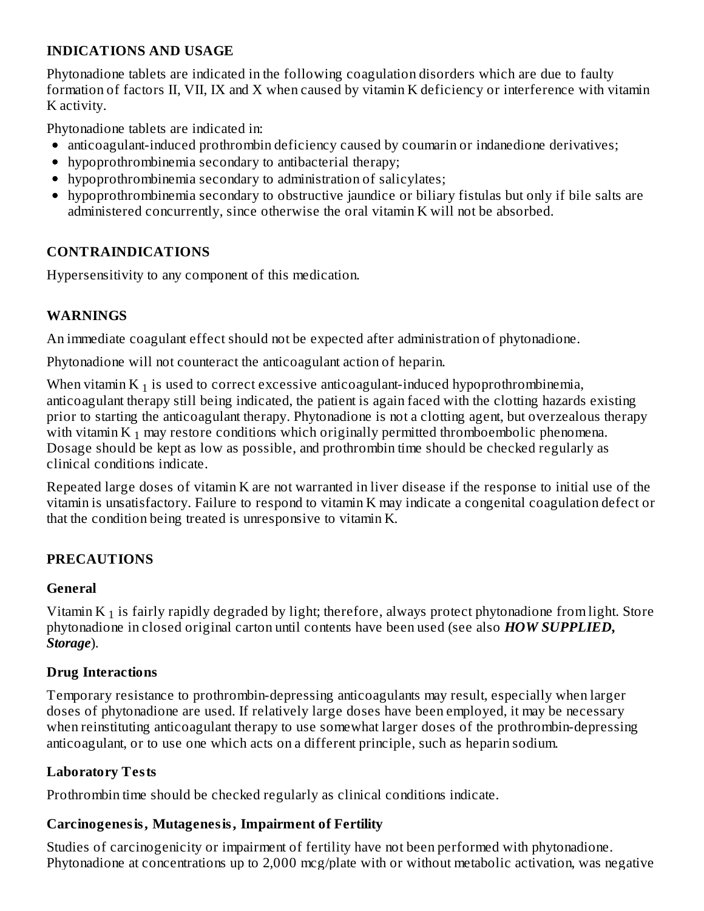## INDICATIONS AND USAGE

Phytonadione tablets are indicated in the following coagulation disorders which are due to faulty formation of factors II, VII, IX and X when caused by vitamin K deficiency or interference with vitamin K activity.

Phytonadione tablets are indicated in:

- anticoagulant-induced prothrombin deficiency caused by coumarin or indanedione derivatives;
- hypoprothrombinemia secondary to antibacterial therapy;
- hypoprothrombinemia secondary to administration of salicylates;
- hypoprothrombinemia secondary to obstructive jaundice or biliary fistulas but only if bile salts are administered concurrently, since otherwise the oral vitamin K will not be absorbed.

## CONTRAINDICATIONS

Hypersensitivity to any component of this medication.

## WARNINGS

An immediate coagulant effect should not be expected after administration of phytonadione.

Phytonadione will not counteract the anticoagulant action of heparin.

When vitamin $K_1$ is used to correct excessive anticoagulant-induced hypoprothrombinemia, anticoagulant therapy still being indicated, the patient is again faced with the clotting hazards existing prior to starting the anticoagulant therapy. Phytonadione is not a clotting agent, but overzealous therapy with vitamin $K_1$ may restore conditions which originally permitted thromboembolic phenomena. Dosage should be kept as low as possible, and prothrombin time should be checked regularly as clinical conditions indicate.

Repeated large doses of vitamin K are not warranted in liver disease if the response to initial use of the vitamin is unsatisfactory. Failure to respond to vitamin K may indicate a congenital coagulation defect or that the condition being treated is unresponsive to vitamin K.

## PRECAUTIONS

### General

Vitamin $K_1$ is fairly rapidly degraded by light; therefore, always protect phytonadione from light. Store phytonadione in closed original carton until contents have been used (see also ***HOW SUPPLIED, Storage***).

### Drug Interactions

Temporary resistance to prothrombin-depressing anticoagulants may result, especially when larger doses of phytonadione are used. If relatively large doses have been employed, it may be necessary when reinstituting anticoagulant therapy to use somewhat larger doses of the prothrombin-depressing anticoagulant, or to use one which acts on a different principle, such as heparin sodium.

### Laboratory Tests

Prothrombin time should be checked regularly as clinical conditions indicate.

### Carcinogenesis, Mutagenesis, Impairment of Fertility

Studies of carcinogenicity or impairment of fertility have not been performed with phytonadione. Phytonadione at concentrations up to 2,000 mcg/plate with or without metabolic activation, was negative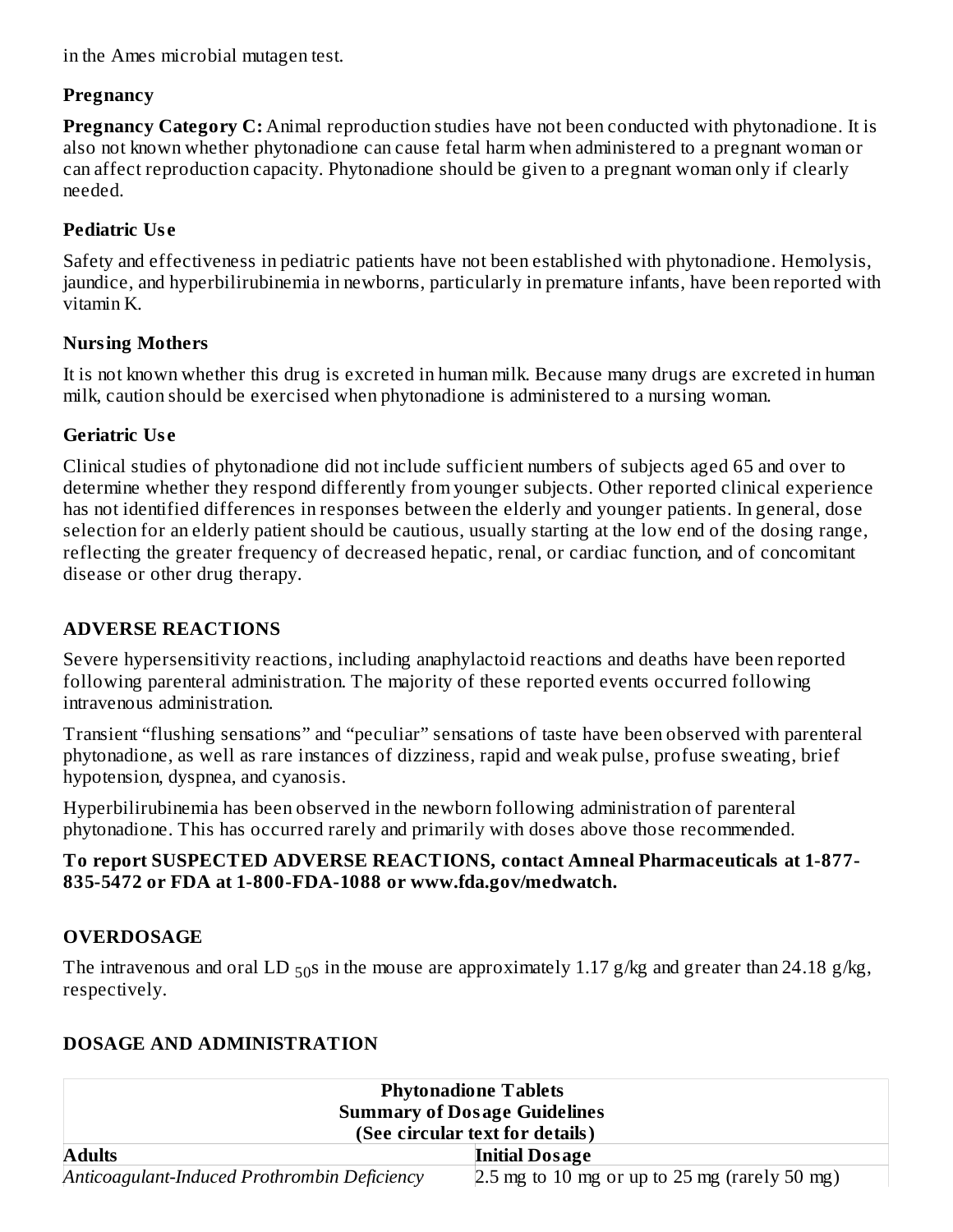in the Ames microbial mutagen test.

### Pregnancy

**Pregnancy Category C:** Animal reproduction studies have not been conducted with phytonadione. It is also not known whether phytonadione can cause fetal harm when administered to a pregnant woman or can affect reproduction capacity. Phytonadione should be given to a pregnant woman only if clearly needed.

### Pediatric Use

Safety and effectiveness in pediatric patients have not been established with phytonadione. Hemolysis, jaundice, and hyperbilirubinemia in newborns, particularly in premature infants, have been reported with vitamin K.

### Nursing Mothers

It is not known whether this drug is excreted in human milk. Because many drugs are excreted in human milk, caution should be exercised when phytonadione is administered to a nursing woman.

### Geriatric Use

Clinical studies of phytonadione did not include sufficient numbers of subjects aged 65 and over to determine whether they respond differently from younger subjects. Other reported clinical experience has not identified differences in responses between the elderly and younger patients. In general, dose selection for an elderly patient should be cautious, usually starting at the low end of the dosing range, reflecting the greater frequency of decreased hepatic, renal, or cardiac function, and of concomitant disease or other drug therapy.

## ADVERSE REACTIONS

Severe hypersensitivity reactions, including anaphylactoid reactions and deaths have been reported following parenteral administration. The majority of these reported events occurred following intravenous administration.

Transient "flushing sensations" and "peculiar" sensations of taste have been observed with parenteral phytonadione, as well as rare instances of dizziness, rapid and weak pulse, profuse sweating, brief hypotension, dyspnea, and cyanosis.

Hyperbilirubinemia has been observed in the newborn following administration of parenteral phytonadione. This has occurred rarely and primarily with doses above those recommended.

**To report SUSPECTED ADVERSE REACTIONS, contact Amneal Pharmaceuticals at 1-877-835-5472 or FDA at 1-800-FDA-1088 or www.fda.gov/medwatch.**

## OVERDOSAGE

The intravenous and oral $LD_{50}$s in the mouse are approximately 1.17 g/kg and greater than 24.18 g/kg, respectively.

## DOSAGE AND ADMINISTRATION

| **Phytonadione Tablets<br>Summary of Dosage Guidelines<br>(See circular text for details)** | |
|---|---|
| **Adults** | **Initial Dosage** |
| *Anticoagulant-Induced Prothrombin Deficiency* | 2.5 mg to 10 mg or up to 25 mg (rarely 50 mg) |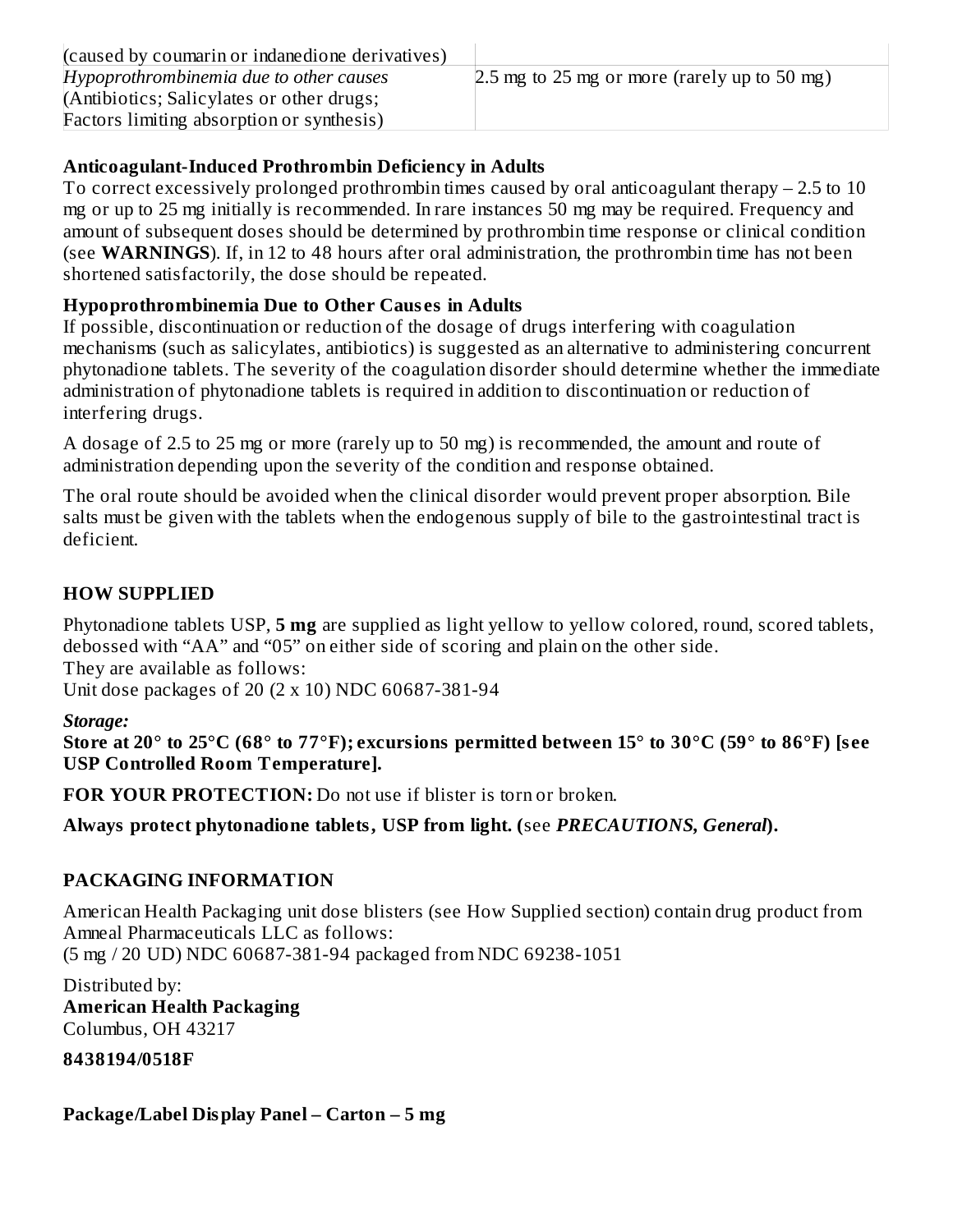| | |
|---|---|
| (caused by coumarin or indanedione derivatives) | |
| *Hypoprothrombinemia due to other causes* (Antibiotics; Salicylates or other drugs; Factors limiting absorption or synthesis) | 2.5 mg to 25 mg or more (rarely up to 50 mg) |

**Anticoagulant-Induced Prothrombin Deficiency in Adults**

To correct excessively prolonged prothrombin times caused by oral anticoagulant therapy – 2.5 to 10 mg or up to 25 mg initially is recommended. In rare instances 50 mg may be required. Frequency and amount of subsequent doses should be determined by prothrombin time response or clinical condition (see **WARNINGS**). If, in 12 to 48 hours after oral administration, the prothrombin time has not been shortened satisfactorily, the dose should be repeated.

**Hypoprothrombinemia Due to Other Causes in Adults**

If possible, discontinuation or reduction of the dosage of drugs interfering with coagulation mechanisms (such as salicylates, antibiotics) is suggested as an alternative to administering concurrent phytonadione tablets. The severity of the coagulation disorder should determine whether the immediate administration of phytonadione tablets is required in addition to discontinuation or reduction of interfering drugs.

A dosage of 2.5 to 25 mg or more (rarely up to 50 mg) is recommended, the amount and route of administration depending upon the severity of the condition and response obtained.

The oral route should be avoided when the clinical disorder would prevent proper absorption. Bile salts must be given with the tablets when the endogenous supply of bile to the gastrointestinal tract is deficient.

## HOW SUPPLIED

Phytonadione tablets USP, **5 mg** are supplied as light yellow to yellow colored, round, scored tablets, debossed with "AA" and "05" on either side of scoring and plain on the other side.
They are available as follows:
Unit dose packages of 20 (2 x 10) NDC 60687-381-94

***Storage:***

**Store at 20° to 25°C (68° to 77°F); excursions permitted between 15° to 30°C (59° to 86°F) [see USP Controlled Room Temperature].**

**FOR YOUR PROTECTION:** Do not use if blister is torn or broken.

**Always protect phytonadione tablets, USP from light. (**see ***PRECAUTIONS, General*****).**

## PACKAGING INFORMATION

American Health Packaging unit dose blisters (see How Supplied section) contain drug product from Amneal Pharmaceuticals LLC as follows:
(5 mg / 20 UD) NDC 60687-381-94 packaged from NDC 69238-1051

Distributed by:
**American Health Packaging**
Columbus, OH 43217

**8438194/0518F**

**Package/Label Display Panel – Carton – 5 mg**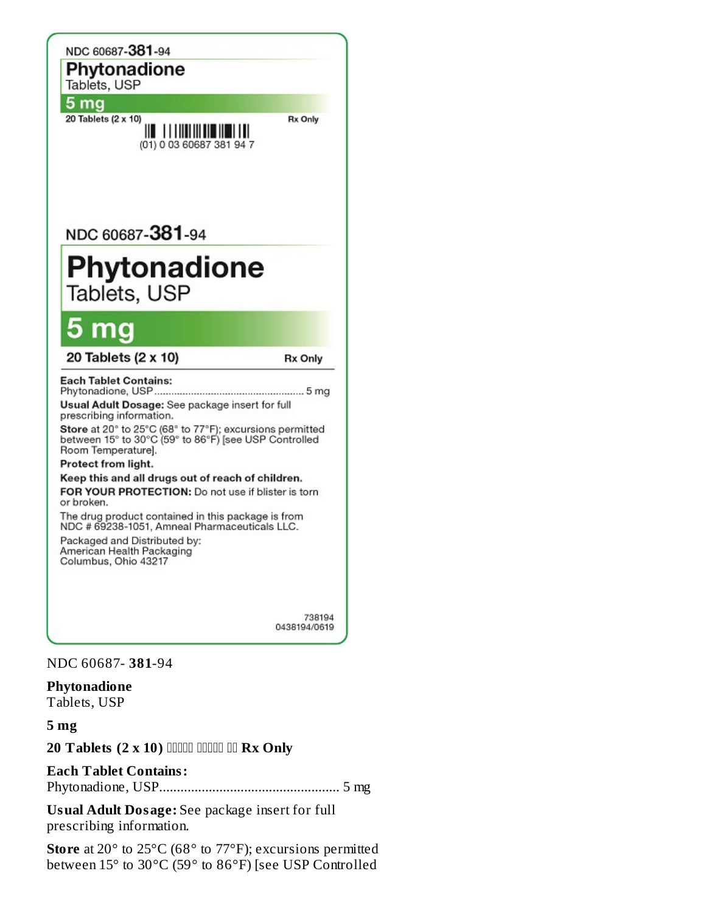NDC 60687-**381**-94

**Phytonadione**
Tablets, USP

**5 mg**

20 Tablets (2 x 10)

Rx Only

(01) 0 03 60687 381 94 7

NDC 60687-**381**-94

**Phytonadione**
Tablets, USP

**5 mg**

**20 Tablets (2 x 10)** **Rx Only**

**Each Tablet Contains:**
Phytonadione, USP.................................................... 5 mg

**Usual Adult Dosage:** See package insert for full prescribing information.

**Store** at 20° to 25°C (68° to 77°F); excursions permitted between 15° to 30°C (59° to 86°F) [see USP Controlled Room Temperature].

**Protect from light.**

**Keep this and all drugs out of reach of children.**

**FOR YOUR PROTECTION:** Do not use if blister is torn or broken.

The drug product contained in this package is from NDC # 69238-1051, Amneal Pharmaceuticals LLC.

Packaged and Distributed by:
American Health Packaging
Columbus, Ohio 43217

738194
0438194/0619

NDC 60687- **381**-94

**Phytonadione**
Tablets, USP

**5 mg**

**20 Tablets (2 x 10) Rx Only**

**Each Tablet Contains:**
Phytonadione, USP.................................................. 5 mg

**Usual Adult Dosage:** See package insert for full prescribing information.

**Store** at 20° to 25°C (68° to 77°F); excursions permitted between 15° to 30°C (59° to 86°F) [see USP Controlled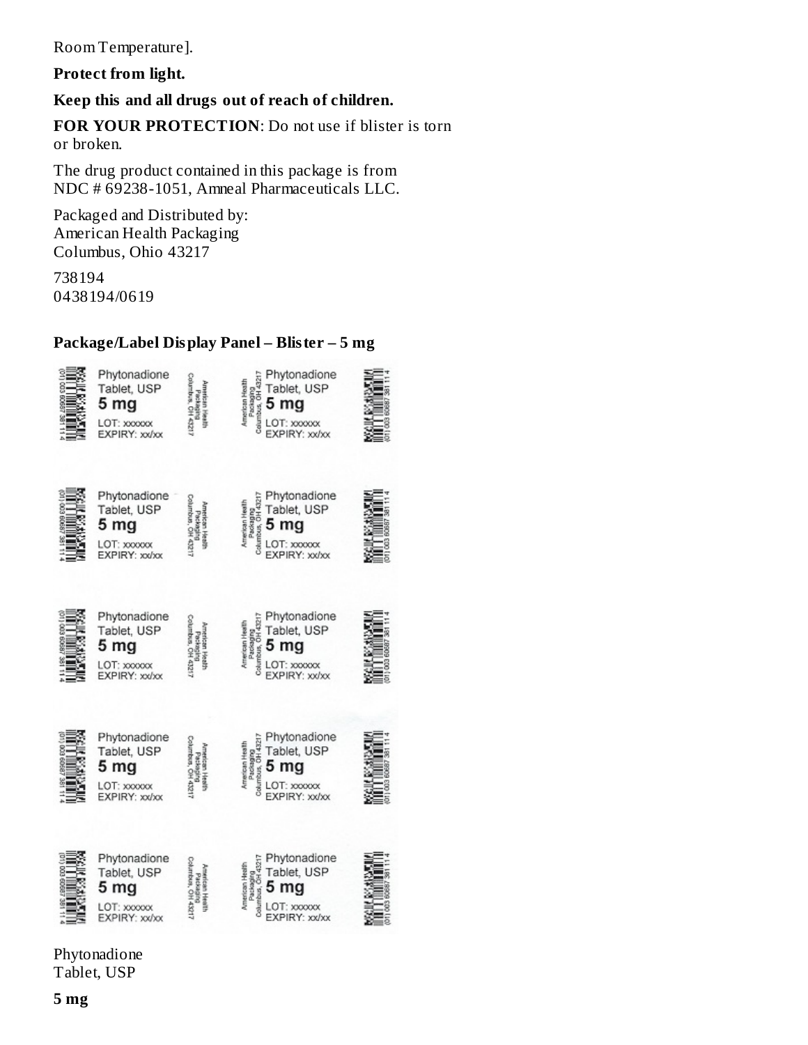Room Temperature].

**Protect from light.**

**Keep this and all drugs out of reach of children.**

**FOR YOUR PROTECTION**: Do not use if blister is torn or broken.

The drug product contained in this package is from NDC # 69238-1051, Amneal Pharmaceuticals LLC.

Packaged and Distributed by:
American Health Packaging
Columbus, Ohio 43217

738194
0438194/0619

## Package/Label Display Panel – Blister – 5 mg

Phytonadione Tablet, USP
5 mg
LOT: xxxxxx
EXPIRY: xx/xx

American Health Packaging Columbus, OH 43217

(01) 003 60687 381 11 4

Phytonadione
Tablet, USP

**5 mg**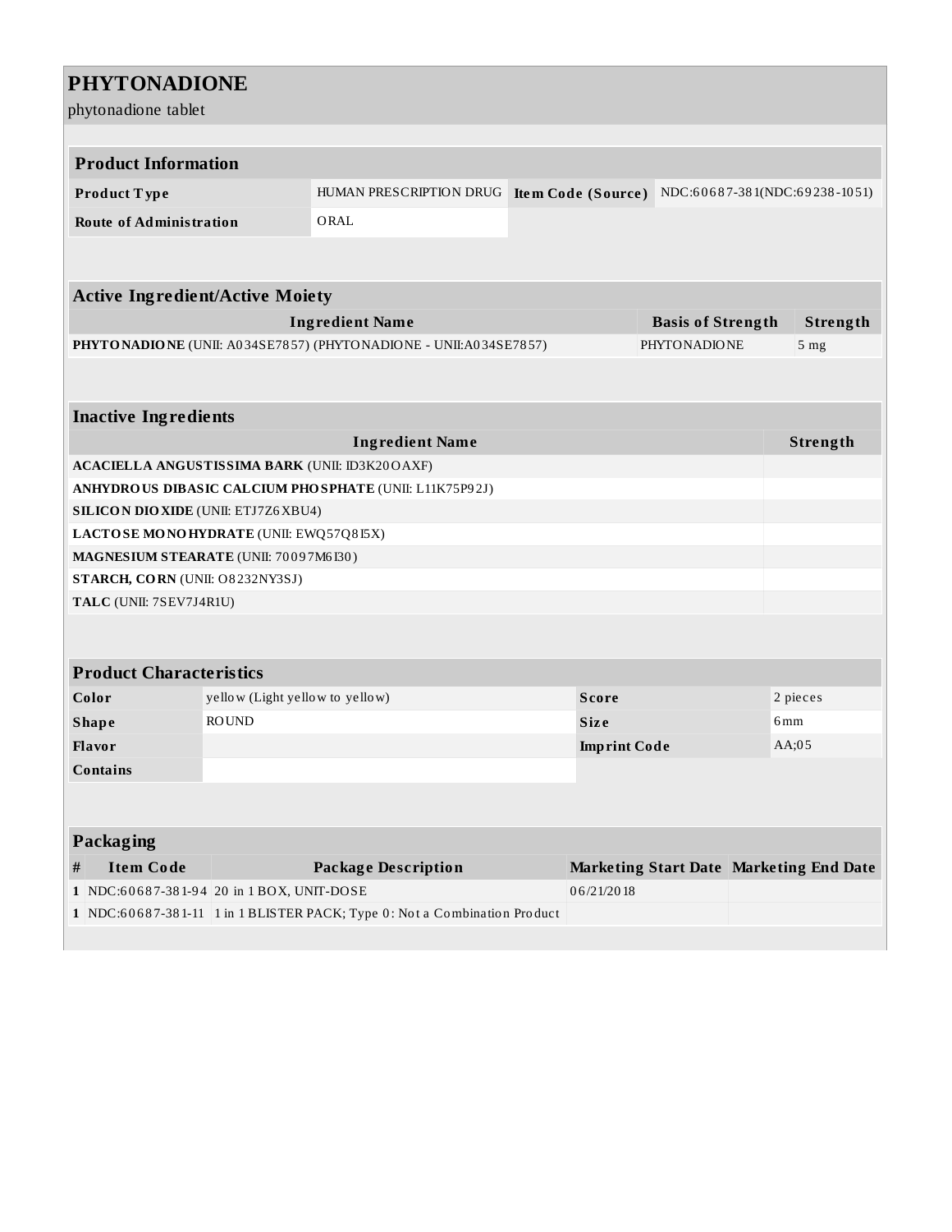# PHYTONADIONE

phytonadione tablet

## Product Information

| | | | |
|---|---|---|---|
| **Product Type** | HUMAN PRESCRIPTION DRUG | **Item Code (Source)** | NDC:60687-381(NDC:69238-1051) |
| **Route of Administration** | ORAL | | |

## Active Ingredient/Active Moiety

| Ingredient Name | Basis of Strength | Strength |
|---|---|---|
| **PHYTONADIONE** (UNII: A034SE7857) (PHYTONADIONE - UNII:A034SE7857) | PHYTONADIONE | 5 mg |

## Inactive Ingredients

| Ingredient Name | Strength |
|---|---|
| **ACACIELLA ANGUSTISSIMA BARK** (UNII: ID3K20OAXF) | |
| **ANHYDROUS DIBASIC CALCIUM PHOSPHATE** (UNII: L11K75P92J) | |
| **SILICON DIOXIDE** (UNII: ETJ7Z6XBU4) | |
| **LACTOSE MONOHYDRATE** (UNII: EWQ57Q8I5X) | |
| **MAGNESIUM STEARATE** (UNII: 70097M6I30) | |
| **STARCH, CORN** (UNII: O8232NY3SJ) | |
| **TALC** (UNII: 7SEV7J4R1U) | |

## Product Characteristics

| | | | |
|---|---|---|---|
| **Color** | yellow (Light yellow to yellow) | **Score** | 2 pieces |
| **Shape** | ROUND | **Size** | 6mm |
| **Flavor** | | **Imprint Code** | AA;05 |
| **Contains** | | | |

## Packaging

| # | Item Code | Package Description | Marketing Start Date | Marketing End Date |
|---|---|---|---|---|
| 1 | NDC:60687-381-94 | 20 in 1 BOX, UNIT-DOSE | 06/21/2018 | |
| 1 | NDC:60687-381-11 | 1 in 1 BLISTER PACK; Type 0: Not a Combination Product | | |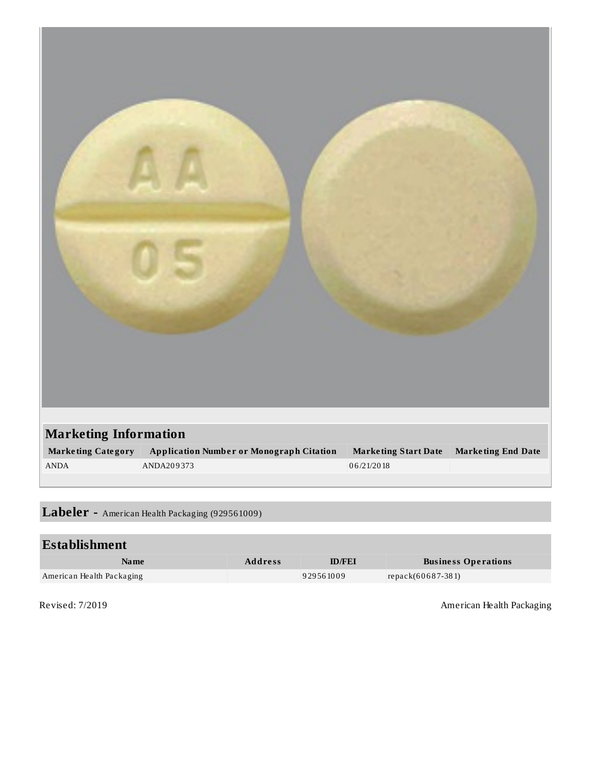## Marketing Information

| Marketing Category | Application Number or Monograph Citation | Marketing Start Date | Marketing End Date |
|---|---|---|---|
| ANDA | ANDA209373 | 06/21/2018 | |

## Labeler - American Health Packaging (929561009)

## Establishment

| Name | Address | ID/FEI | Business Operations |
|---|---|---|---|
| American Health Packaging | | 929561009 | repack(60687-381) |

Revised: 7/2019

American Health Packaging